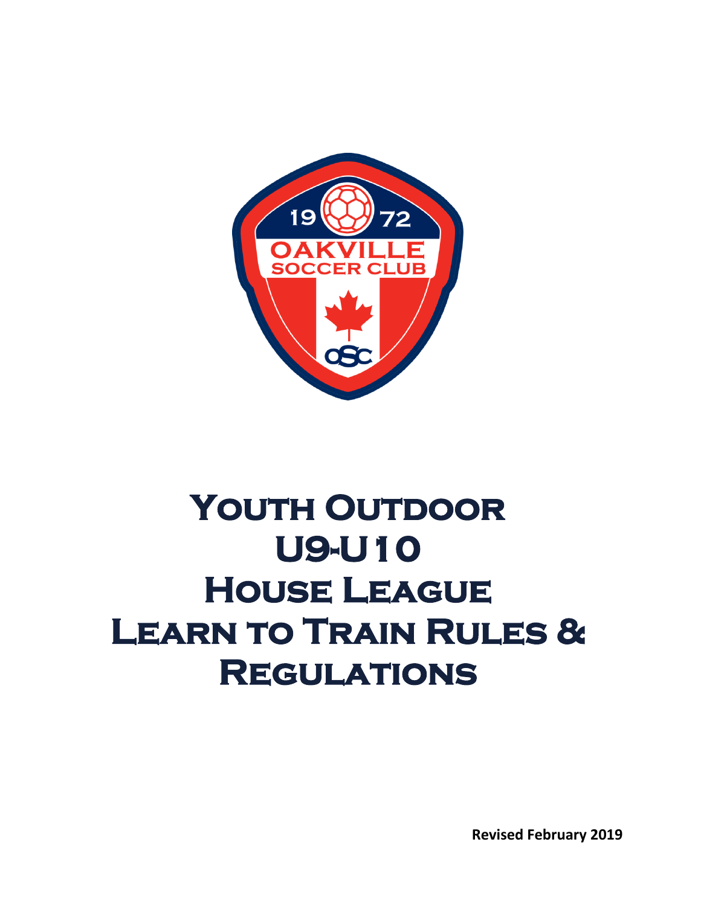# Youth Outdoor U9-U10 House League Learn to Train Rules & Regulations

**Revised February 2019**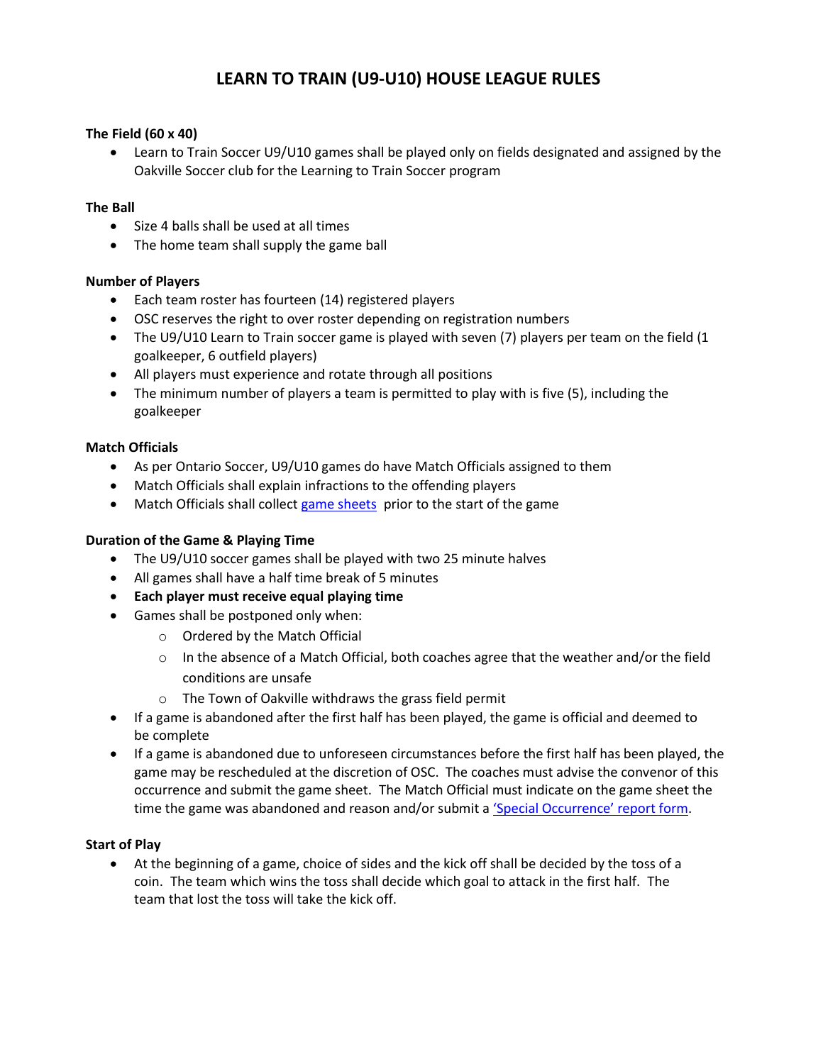# LEARN TO TRAIN (U9-U10) HOUSE LEAGUE RULES

**The Field (60 x 40)**

- Learn to Train Soccer U9/U10 games shall be played only on fields designated and assigned by the Oakville Soccer club for the Learning to Train Soccer program

**The Ball**

- Size 4 balls shall be used at all times
- The home team shall supply the game ball

**Number of Players**

- Each team roster has fourteen (14) registered players
- OSC reserves the right to over roster depending on registration numbers
- The U9/U10 Learn to Train soccer game is played with seven (7) players per team on the field (1 goalkeeper, 6 outfield players)
- All players must experience and rotate through all positions
- The minimum number of players a team is permitted to play with is five (5), including the goalkeeper

**Match Officials**

- As per Ontario Soccer, U9/U10 games do have Match Officials assigned to them
- Match Officials shall explain infractions to the offending players
- Match Officials shall collect game sheets prior to the start of the game

**Duration of the Game & Playing Time**

- The U9/U10 soccer games shall be played with two 25 minute halves
- All games shall have a half time break of 5 minutes
- **Each player must receive equal playing time**
- Games shall be postponed only when:
  - Ordered by the Match Official
  - In the absence of a Match Official, both coaches agree that the weather and/or the field conditions are unsafe
  - The Town of Oakville withdraws the grass field permit
- If a game is abandoned after the first half has been played, the game is official and deemed to be complete
- If a game is abandoned due to unforeseen circumstances before the first half has been played, the game may be rescheduled at the discretion of OSC. The coaches must advise the convenor of this occurrence and submit the game sheet. The Match Official must indicate on the game sheet the time the game was abandoned and reason and/or submit a 'Special Occurrence' report form.

**Start of Play**

- At the beginning of a game, choice of sides and the kick off shall be decided by the toss of a coin. The team which wins the toss shall decide which goal to attack in the first half. The team that lost the toss will take the kick off.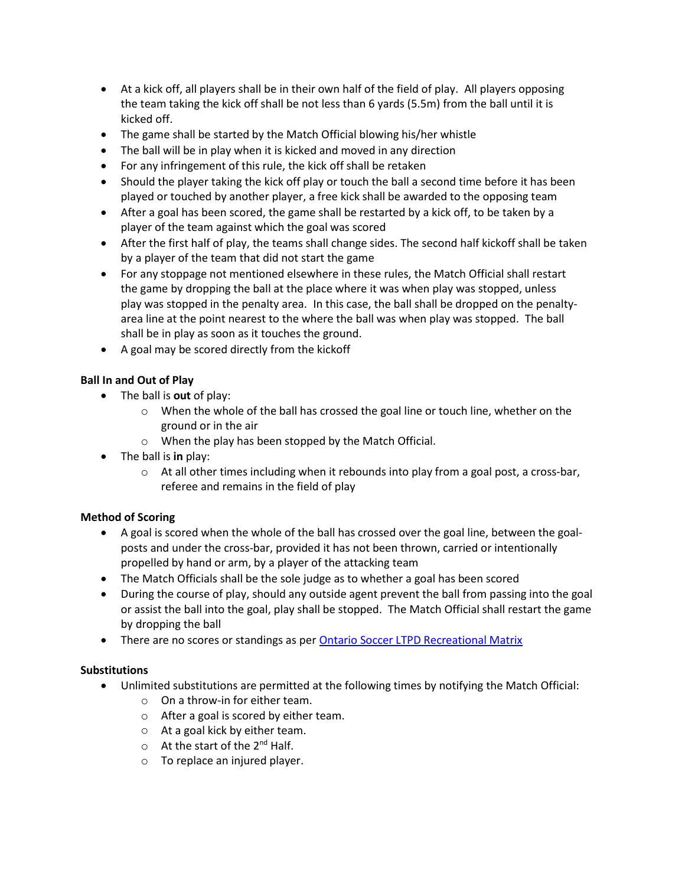- At a kick off, all players shall be in their own half of the field of play. All players opposing the team taking the kick off shall be not less than 6 yards (5.5m) from the ball until it is kicked off.
- The game shall be started by the Match Official blowing his/her whistle
- The ball will be in play when it is kicked and moved in any direction
- For any infringement of this rule, the kick off shall be retaken
- Should the player taking the kick off play or touch the ball a second time before it has been played or touched by another player, a free kick shall be awarded to the opposing team
- After a goal has been scored, the game shall be restarted by a kick off, to be taken by a player of the team against which the goal was scored
- After the first half of play, the teams shall change sides. The second half kickoff shall be taken by a player of the team that did not start the game
- For any stoppage not mentioned elsewhere in these rules, the Match Official shall restart the game by dropping the ball at the place where it was when play was stopped, unless play was stopped in the penalty area. In this case, the ball shall be dropped on the penalty-area line at the point nearest to the where the ball was when play was stopped. The ball shall be in play as soon as it touches the ground.
- A goal may be scored directly from the kickoff

**Ball In and Out of Play**

- The ball is **out** of play:
  - When the whole of the ball has crossed the goal line or touch line, whether on the ground or in the air
  - When the play has been stopped by the Match Official.
- The ball is **in** play:
  - At all other times including when it rebounds into play from a goal post, a cross-bar, referee and remains in the field of play

**Method of Scoring**

- A goal is scored when the whole of the ball has crossed over the goal line, between the goal-posts and under the cross-bar, provided it has not been thrown, carried or intentionally propelled by hand or arm, by a player of the attacking team
- The Match Officials shall be the sole judge as to whether a goal has been scored
- During the course of play, should any outside agent prevent the ball from passing into the goal or assist the ball into the goal, play shall be stopped. The Match Official shall restart the game by dropping the ball
- There are no scores or standings as per Ontario Soccer LTPD Recreational Matrix

**Substitutions**

- Unlimited substitutions are permitted at the following times by notifying the Match Official:
  - On a throw-in for either team.
  - After a goal is scored by either team.
  - At a goal kick by either team.
  - At the start of the 2nd Half.
  - To replace an injured player.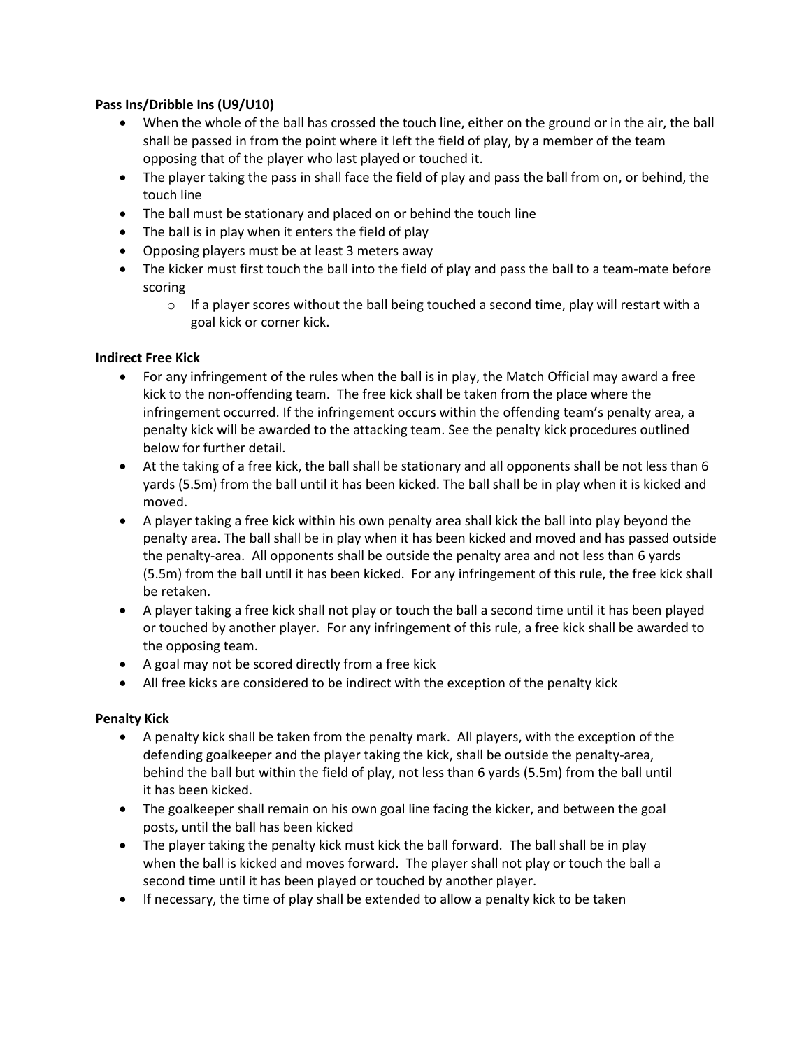**Pass Ins/Dribble Ins (U9/U10)**

- When the whole of the ball has crossed the touch line, either on the ground or in the air, the ball shall be passed in from the point where it left the field of play, by a member of the team opposing that of the player who last played or touched it.
- The player taking the pass in shall face the field of play and pass the ball from on, or behind, the touch line
- The ball must be stationary and placed on or behind the touch line
- The ball is in play when it enters the field of play
- Opposing players must be at least 3 meters away
- The kicker must first touch the ball into the field of play and pass the ball to a team-mate before scoring
  - If a player scores without the ball being touched a second time, play will restart with a goal kick or corner kick.

**Indirect Free Kick**

- For any infringement of the rules when the ball is in play, the Match Official may award a free kick to the non-offending team. The free kick shall be taken from the place where the infringement occurred. If the infringement occurs within the offending team's penalty area, a penalty kick will be awarded to the attacking team. See the penalty kick procedures outlined below for further detail.
- At the taking of a free kick, the ball shall be stationary and all opponents shall be not less than 6 yards (5.5m) from the ball until it has been kicked. The ball shall be in play when it is kicked and moved.
- A player taking a free kick within his own penalty area shall kick the ball into play beyond the penalty area. The ball shall be in play when it has been kicked and moved and has passed outside the penalty-area. All opponents shall be outside the penalty area and not less than 6 yards (5.5m) from the ball until it has been kicked. For any infringement of this rule, the free kick shall be retaken.
- A player taking a free kick shall not play or touch the ball a second time until it has been played or touched by another player. For any infringement of this rule, a free kick shall be awarded to the opposing team.
- A goal may not be scored directly from a free kick
- All free kicks are considered to be indirect with the exception of the penalty kick

**Penalty Kick**

- A penalty kick shall be taken from the penalty mark. All players, with the exception of the defending goalkeeper and the player taking the kick, shall be outside the penalty-area, behind the ball but within the field of play, not less than 6 yards (5.5m) from the ball until it has been kicked.
- The goalkeeper shall remain on his own goal line facing the kicker, and between the goal posts, until the ball has been kicked
- The player taking the penalty kick must kick the ball forward. The ball shall be in play when the ball is kicked and moves forward. The player shall not play or touch the ball a second time until it has been played or touched by another player.
- If necessary, the time of play shall be extended to allow a penalty kick to be taken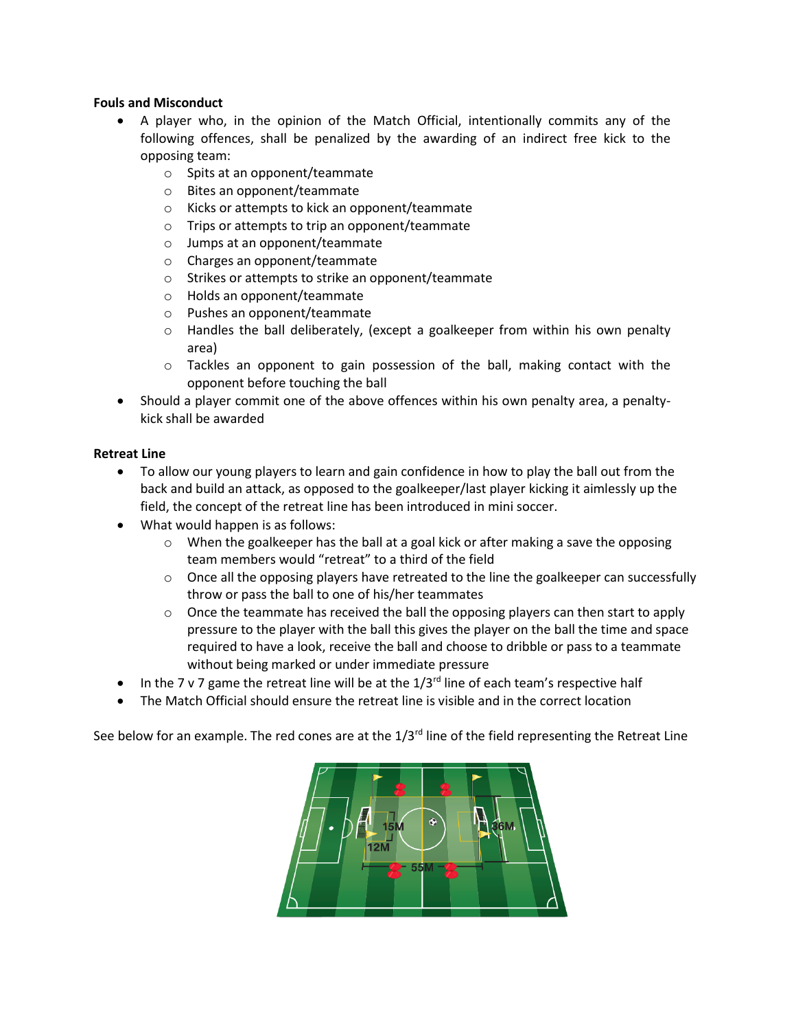**Fouls and Misconduct**

- A player who, in the opinion of the Match Official, intentionally commits any of the following offences, shall be penalized by the awarding of an indirect free kick to the opposing team:
  - Spits at an opponent/teammate
  - Bites an opponent/teammate
  - Kicks or attempts to kick an opponent/teammate
  - Trips or attempts to trip an opponent/teammate
  - Jumps at an opponent/teammate
  - Charges an opponent/teammate
  - Strikes or attempts to strike an opponent/teammate
  - Holds an opponent/teammate
  - Pushes an opponent/teammate
  - Handles the ball deliberately, (except a goalkeeper from within his own penalty area)
  - Tackles an opponent to gain possession of the ball, making contact with the opponent before touching the ball
- Should a player commit one of the above offences within his own penalty area, a penalty-kick shall be awarded

**Retreat Line**

- To allow our young players to learn and gain confidence in how to play the ball out from the back and build an attack, as opposed to the goalkeeper/last player kicking it aimlessly up the field, the concept of the retreat line has been introduced in mini soccer.
- What would happen is as follows:
  - When the goalkeeper has the ball at a goal kick or after making a save the opposing team members would "retreat" to a third of the field
  - Once all the opposing players have retreated to the line the goalkeeper can successfully throw or pass the ball to one of his/her teammates
  - Once the teammate has received the ball the opposing players can then start to apply pressure to the player with the ball this gives the player on the ball the time and space required to have a look, receive the ball and choose to dribble or pass to a teammate without being marked or under immediate pressure
- In the 7 v 7 game the retreat line will be at the 1/3rd line of each team's respective half
- The Match Official should ensure the retreat line is visible and in the correct location

See below for an example. The red cones are at the 1/3rd line of the field representing the Retreat Line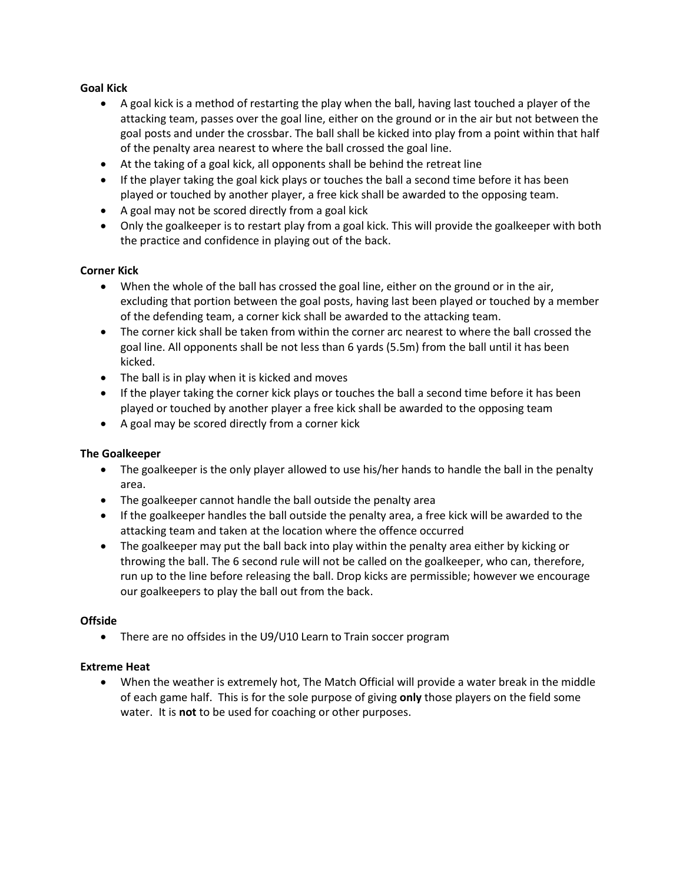**Goal Kick**

- A goal kick is a method of restarting the play when the ball, having last touched a player of the attacking team, passes over the goal line, either on the ground or in the air but not between the goal posts and under the crossbar. The ball shall be kicked into play from a point within that half of the penalty area nearest to where the ball crossed the goal line.
- At the taking of a goal kick, all opponents shall be behind the retreat line
- If the player taking the goal kick plays or touches the ball a second time before it has been played or touched by another player, a free kick shall be awarded to the opposing team.
- A goal may not be scored directly from a goal kick
- Only the goalkeeper is to restart play from a goal kick. This will provide the goalkeeper with both the practice and confidence in playing out of the back.

**Corner Kick**

- When the whole of the ball has crossed the goal line, either on the ground or in the air, excluding that portion between the goal posts, having last been played or touched by a member of the defending team, a corner kick shall be awarded to the attacking team.
- The corner kick shall be taken from within the corner arc nearest to where the ball crossed the goal line. All opponents shall be not less than 6 yards (5.5m) from the ball until it has been kicked.
- The ball is in play when it is kicked and moves
- If the player taking the corner kick plays or touches the ball a second time before it has been played or touched by another player a free kick shall be awarded to the opposing team
- A goal may be scored directly from a corner kick

**The Goalkeeper**

- The goalkeeper is the only player allowed to use his/her hands to handle the ball in the penalty area.
- The goalkeeper cannot handle the ball outside the penalty area
- If the goalkeeper handles the ball outside the penalty area, a free kick will be awarded to the attacking team and taken at the location where the offence occurred
- The goalkeeper may put the ball back into play within the penalty area either by kicking or throwing the ball. The 6 second rule will not be called on the goalkeeper, who can, therefore, run up to the line before releasing the ball. Drop kicks are permissible; however we encourage our goalkeepers to play the ball out from the back.

**Offside**

- There are no offsides in the U9/U10 Learn to Train soccer program

**Extreme Heat**

- When the weather is extremely hot, The Match Official will provide a water break in the middle of each game half. This is for the sole purpose of giving **only** those players on the field some water. It is **not** to be used for coaching or other purposes.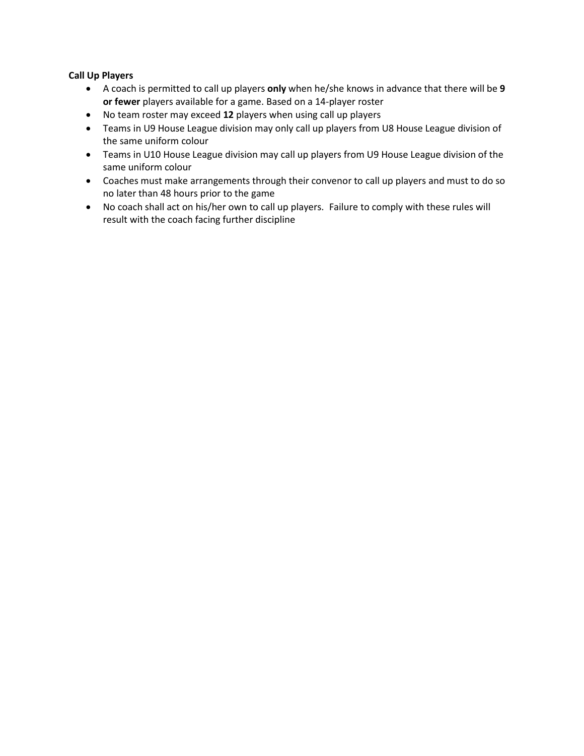**Call Up Players**

- A coach is permitted to call up players **only** when he/she knows in advance that there will be **9 or fewer** players available for a game. Based on a 14-player roster
- No team roster may exceed **12** players when using call up players
- Teams in U9 House League division may only call up players from U8 House League division of the same uniform colour
- Teams in U10 House League division may call up players from U9 House League division of the same uniform colour
- Coaches must make arrangements through their convenor to call up players and must to do so no later than 48 hours prior to the game
- No coach shall act on his/her own to call up players. Failure to comply with these rules will result with the coach facing further discipline